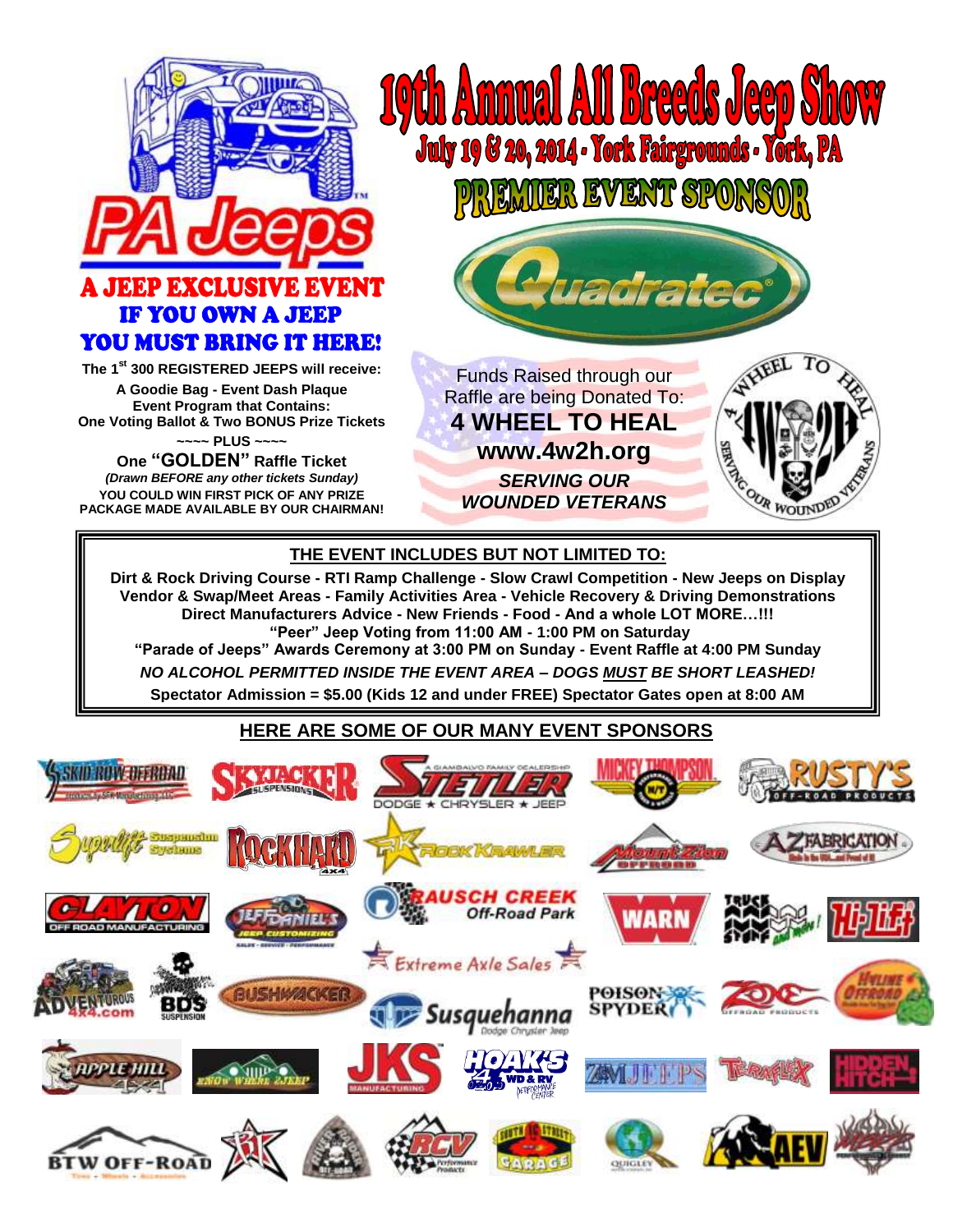# 19th Annual All Breeds Jeep Show

## July 19 & 20, 2014 - York Fairgrounds - York, PA

## PREMIER EVENT SPONSOR

Quadratec

PA Jeeps

**A JEEP EXCLUSIVE EVENT**

**IF YOU OWN A JEEP**

**YOU MUST BRING IT HERE!**

**The 1st 300 REGISTERED JEEPS will receive:**

**A Goodie Bag - Event Dash Plaque**
**Event Program that Contains:**
**One Voting Ballot & Two BONUS Prize Tickets**

**~~~~ PLUS ~~~~**

**One "GOLDEN" Raffle Ticket**

***(Drawn BEFORE any other tickets Sunday)***

**YOU COULD WIN FIRST PICK OF ANY PRIZE PACKAGE MADE AVAILABLE BY OUR CHAIRMAN!**

Funds Raised through our Raffle are being Donated To:

**4 WHEEL TO HEAL**

**www.4w2h.org**

***SERVING OUR WOUNDED VETERANS***

4 Wheel To Heal - Serving Our Wounded Veterans

**THE EVENT INCLUDES BUT NOT LIMITED TO:**

**Dirt & Rock Driving Course - RTI Ramp Challenge - Slow Crawl Competition - New Jeeps on Display Vendor & Swap/Meet Areas - Family Activities Area - Vehicle Recovery & Driving Demonstrations Direct Manufacturers Advice - New Friends - Food - And a whole LOT MORE…!!!**

**"Peer" Jeep Voting from 11:00 AM - 1:00 PM on Saturday**

**"Parade of Jeeps" Awards Ceremony at 3:00 PM on Sunday - Event Raffle at 4:00 PM Sunday**

***NO ALCOHOL PERMITTED INSIDE THE EVENT AREA – DOGS MUST BE SHORT LEASHED!***

**Spectator Admission = $5.00 (Kids 12 and under FREE) Spectator Gates open at 8:00 AM**

## HERE ARE SOME OF OUR MANY EVENT SPONSORS

Skid Row Offroad - Skyjacker Suspensions - Stetler Dodge Chrysler Jeep - Mickey Thompson - Rusty's Off-Road Products - Superlift Suspension Systems - Rockhard 4x4 - Rock Krawler - Mount Zion Offroad - AZ Fabrication - Clayton Off Road Manufacturing - Jeff Daniels Jeep Customizing - Rausch Creek Off-Road Park - Warn - Truck Stuff and more! - Hi-Lift - Adventurous 4x4.com - BDS Suspension - Bushwacker - Extreme Axle Sales - Susquehanna Dodge Chrysler Jeep - Poison Spyder - Zone Offroad Products - Hyline Offroad - Apple Hill 4x4 - Know Where 2 Jeep - JKS Manufacturing - Hoak's 4WD & RV - 4WJeeps - TeraFlex - Hidden Hitch - BTW Off-Road - RT - RCV Performance Products - South Street Garage - Quigley - AEV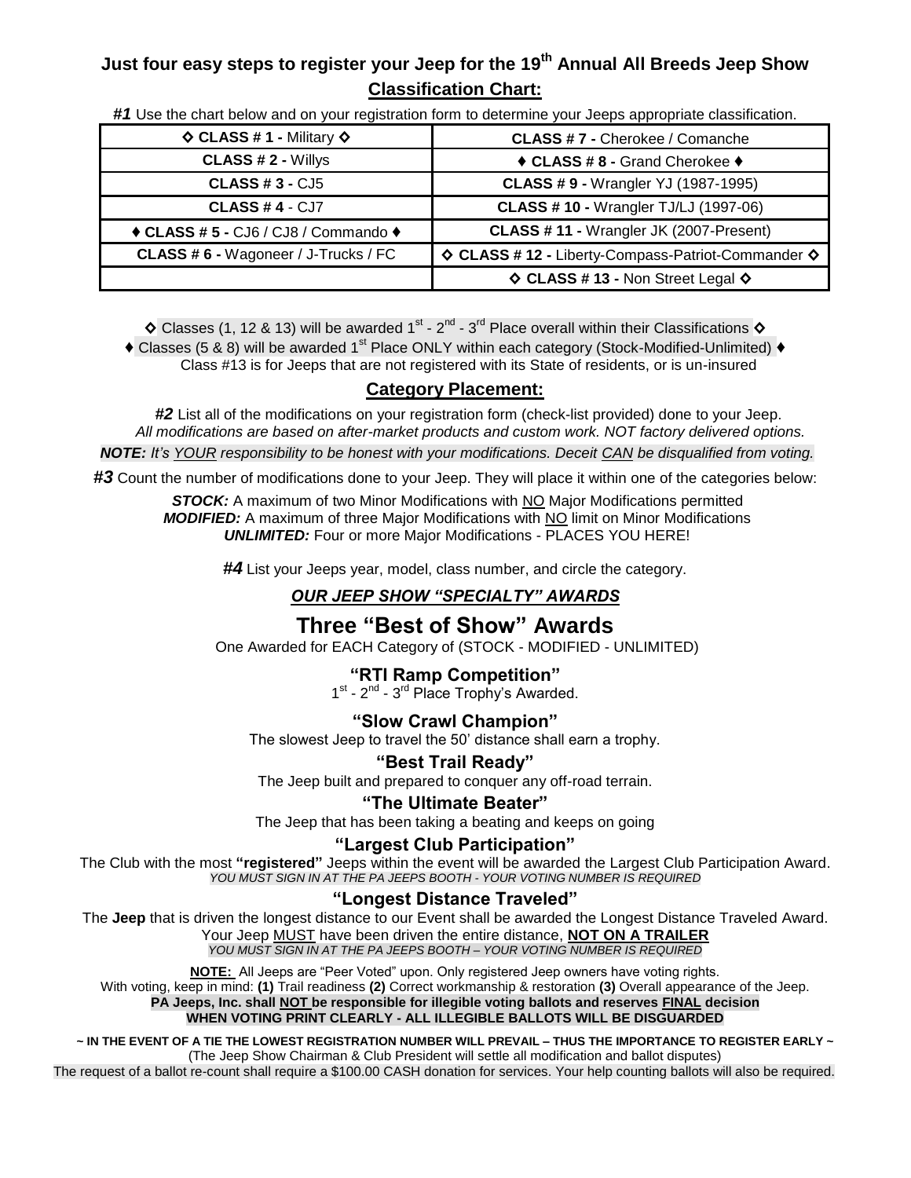## Just four easy steps to register your Jeep for the 19th Annual All Breeds Jeep Show

## Classification Chart:

***#1*** Use the chart below and on your registration form to determine your Jeeps appropriate classification.

| | |
|---|---|
| ◇ **CLASS # 1 -** Military ◇ | **CLASS # 7 -** Cherokee / Comanche |
| **CLASS # 2 -** Willys | ♦ **CLASS # 8 -** Grand Cherokee ♦ |
| **CLASS # 3 -** CJ5 | **CLASS # 9 -** Wrangler YJ (1987-1995) |
| **CLASS # 4** - CJ7 | **CLASS # 10 -** Wrangler TJ/LJ (1997-06) |
| ♦ **CLASS # 5 -** CJ6 / CJ8 / Commando ♦ | **CLASS # 11 -** Wrangler JK (2007-Present) |
| **CLASS # 6 -** Wagoneer / J-Trucks / FC | ◇ **CLASS # 12 -** Liberty-Compass-Patriot-Commander ◇ |
| | ◇ **CLASS # 13 -** Non Street Legal ◇ |

◇ Classes (1, 12 & 13) will be awarded 1st - 2nd - 3rd Place overall within their Classifications ◇

♦ Classes (5 & 8) will be awarded 1st Place ONLY within each category (Stock-Modified-Unlimited) ♦

Class #13 is for Jeeps that are not registered with its State of residents, or is un-insured

## Category Placement:

***#2*** List all of the modifications on your registration form (check-list provided) done to your Jeep.

*All modifications are based on after-market products and custom work. NOT factory delivered options.*

***NOTE:*** *It's YOUR responsibility to be honest with your modifications. Deceit CAN be disqualified from voting.*

***#3*** Count the number of modifications done to your Jeep. They will place it within one of the categories below:

***STOCK:*** A maximum of two Minor Modifications with NO Major Modifications permitted

***MODIFIED:*** A maximum of three Major Modifications with NO limit on Minor Modifications

***UNLIMITED:*** Four or more Major Modifications - PLACES YOU HERE!

***#4*** List your Jeeps year, model, class number, and circle the category.

### *OUR JEEP SHOW "SPECIALTY" AWARDS*

# Three "Best of Show" Awards

One Awarded for EACH Category of (STOCK - MODIFIED - UNLIMITED)

### "RTI Ramp Competition"

1st - 2nd - 3rd Place Trophy's Awarded.

### "Slow Crawl Champion"

The slowest Jeep to travel the 50' distance shall earn a trophy.

### "Best Trail Ready"

The Jeep built and prepared to conquer any off-road terrain.

### "The Ultimate Beater"

The Jeep that has been taking a beating and keeps on going

### "Largest Club Participation"

The Club with the most **"registered"** Jeeps within the event will be awarded the Largest Club Participation Award.

*YOU MUST SIGN IN AT THE PA JEEPS BOOTH - YOUR VOTING NUMBER IS REQUIRED*

### "Longest Distance Traveled"

The **Jeep** that is driven the longest distance to our Event shall be awarded the Longest Distance Traveled Award.

Your Jeep MUST have been driven the entire distance, **NOT ON A TRAILER**

*YOU MUST SIGN IN AT THE PA JEEPS BOOTH – YOUR VOTING NUMBER IS REQUIRED*

**NOTE:** All Jeeps are "Peer Voted" upon. Only registered Jeep owners have voting rights.

With voting, keep in mind: **(1)** Trail readiness **(2)** Correct workmanship & restoration **(3)** Overall appearance of the Jeep.

**PA Jeeps, Inc. shall NOT be responsible for illegible voting ballots and reserves FINAL decision**

**WHEN VOTING PRINT CLEARLY - ALL ILLEGIBLE BALLOTS WILL BE DISGUARDED**

**~ IN THE EVENT OF A TIE THE LOWEST REGISTRATION NUMBER WILL PREVAIL – THUS THE IMPORTANCE TO REGISTER EARLY ~**

(The Jeep Show Chairman & Club President will settle all modification and ballot disputes)

The request of a ballot re-count shall require a $100.00 CASH donation for services. Your help counting ballots will also be required.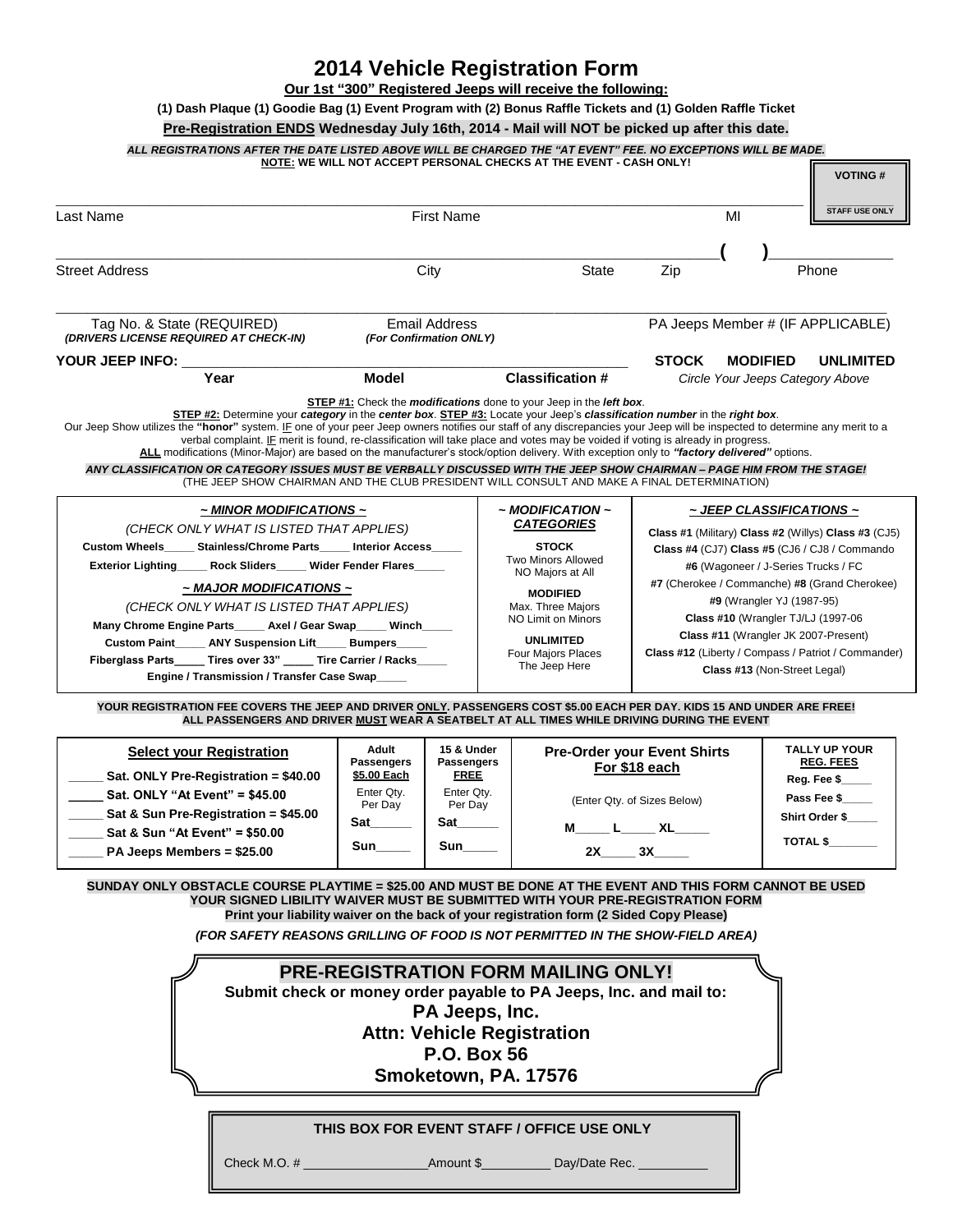# 2014 Vehicle Registration Form

**Our 1st "300" Registered Jeeps will receive the following:**

**(1) Dash Plaque (1) Goodie Bag (1) Event Program with (2) Bonus Raffle Tickets and (1) Golden Raffle Ticket**

**Pre-Registration ENDS Wednesday July 16th, 2014 - Mail will NOT be picked up after this date.**

***ALL REGISTRATIONS AFTER THE DATE LISTED ABOVE WILL BE CHARGED THE "AT EVENT" FEE. NO EXCEPTIONS WILL BE MADE.***

**NOTE: WE WILL NOT ACCEPT PERSONAL CHECKS AT THE EVENT - CASH ONLY!**

**VOTING #** ___________ STAFF USE ONLY

Last Name ______________________ First Name ______________________ MI ______

Street Address ______________________ City ____________ State ______ Zip ______ Phone ( ) ______________

Tag No. & State (REQUIRED) ______________________
*(DRIVERS LICENSE REQUIRED AT CHECK-IN)*

Email Address ______________________
*(For Confirmation ONLY)*

PA Jeeps Member # (IF APPLICABLE) ______________

**YOUR JEEP INFO:** Year ________ Model ________ Classification # ________ **STOCK MODIFIED UNLIMITED** *Circle Your Jeeps Category Above*

**STEP #1:** Check the ***modifications*** done to your Jeep in the ***left box***. **STEP #2:** Determine your ***category*** in the ***center box***. **STEP #3:** Locate your Jeep's ***classification number*** in the ***right box***.
Our Jeep Show utilizes the **"honor"** system. IF one of your peer Jeep owners notifies our staff of any discrepancies your Jeep will be inspected to determine any merit to a verbal complaint. IF merit is found, re-classification will take place and votes may be voided if voting is already in progress.
**ALL** modifications (Minor-Major) are based on the manufacturer's stock/option delivery. With exception only to ***"factory delivered"*** options.

***ANY CLASSIFICATION OR CATEGORY ISSUES MUST BE VERBALLY DISCUSSED WITH THE JEEP SHOW CHAIRMAN – PAGE HIM FROM THE STAGE!***
(THE JEEP SHOW CHAIRMAN AND THE CLUB PRESIDENT WILL CONSULT AND MAKE A FINAL DETERMINATION)

| ~ MINOR MODIFICATIONS ~ | ~ MODIFICATION ~ CATEGORIES | ~ JEEP CLASSIFICATIONS ~ |
|---|---|---|
| *(CHECK ONLY WHAT IS LISTED THAT APPLIES)*<br>**Custom Wheels_____ Stainless/Chrome Parts_____ Interior Access_____**<br>**Exterior Lighting_____ Rock Sliders_____ Wider Fender Flares_____**<br><br>***~ MAJOR MODIFICATIONS ~***<br>*(CHECK ONLY WHAT IS LISTED THAT APPLIES)*<br>**Many Chrome Engine Parts_____ Axel / Gear Swap_____ Winch_____**<br>**Custom Paint_____ ANY Suspension Lift_____ Bumpers_____**<br>**Fiberglass Parts_____ Tires over 33" _____ Tire Carrier / Racks_____**<br>**Engine / Transmission / Transfer Case Swap_____** | **STOCK**<br>Two Minors Allowed<br>NO Majors at All<br><br>**MODIFIED**<br>Max. Three Majors<br>NO Limit on Minors<br><br>**UNLIMITED**<br>Four Majors Places<br>The Jeep Here | **Class #1** (Military) **Class #2** (Willys) **Class #3** (CJ5)<br>**Class #4** (CJ7) **Class #5** (CJ6 / CJ8 / Commando<br>**#6** (Wagoneer / J-Series Trucks / FC<br>**#7** (Cherokee / Commanche) **#8** (Grand Cherokee)<br>**#9** (Wrangler YJ (1987-95)<br>**Class #10** (Wrangler TJ/LJ (1997-06<br>**Class #11** (Wrangler JK 2007-Present)<br>**Class #12** (Liberty / Compass / Patriot / Commander)<br>**Class #13** (Non-Street Legal) |

**YOUR REGISTRATION FEE COVERS THE JEEP AND DRIVER ONLY. PASSENGERS COST $5.00 EACH PER DAY. KIDS 15 AND UNDER ARE FREE!**
**ALL PASSENGERS AND DRIVER MUST WEAR A SEATBELT AT ALL TIMES WHILE DRIVING DURING THE EVENT**

| Select your Registration | Adult Passengers $5.00 Each | 15 & Under Passengers FREE | Pre-Order your Event Shirts For $18 each | TALLY UP YOUR REG. FEES |
|---|---|---|---|---|
| _____ **Sat. ONLY Pre-Registration = $40.00**<br>_____ **Sat. ONLY "At Event" = $45.00**<br>_____ **Sat & Sun Pre-Registration = $45.00**<br>_____ **Sat & Sun "At Event" = $50.00**<br>_____ **PA Jeeps Members = $25.00** | Enter Qty. Per Day<br>**Sat**______<br>**Sun**_____ | Enter Qty. Per Day<br>**Sat**______<br>**Sun**_____ | (Enter Qty. of Sizes Below)<br>**M**_____ **L**_____ **XL**_____<br>**2X**_____ **3X**_____ | **Reg. Fee $**_____<br>**Pass Fee $**_____<br>**Shirt Order $**_____<br>**TOTAL $**________ |

**SUNDAY ONLY OBSTACLE COURSE PLAYTIME = $25.00 AND MUST BE DONE AT THE EVENT AND THIS FORM CANNOT BE USED**
**YOUR SIGNED LIBILITY WAIVER MUST BE SUBMITTED WITH YOUR PRE-REGISTRATION FORM**
**Print your liability waiver on the back of your registration form (2 Sided Copy Please)**

***(FOR SAFETY REASONS GRILLING OF FOOD IS NOT PERMITTED IN THE SHOW-FIELD AREA)***

## PRE-REGISTRATION FORM MAILING ONLY!

**Submit check or money order payable to PA Jeeps, Inc. and mail to:**
**PA Jeeps, Inc.**
**Attn: Vehicle Registration**
**P.O. Box 56**
**Smoketown, PA. 17576**

**THIS BOX FOR EVENT STAFF / OFFICE USE ONLY**

Check M.O. # __________________ Amount $__________ Day/Date Rec. __________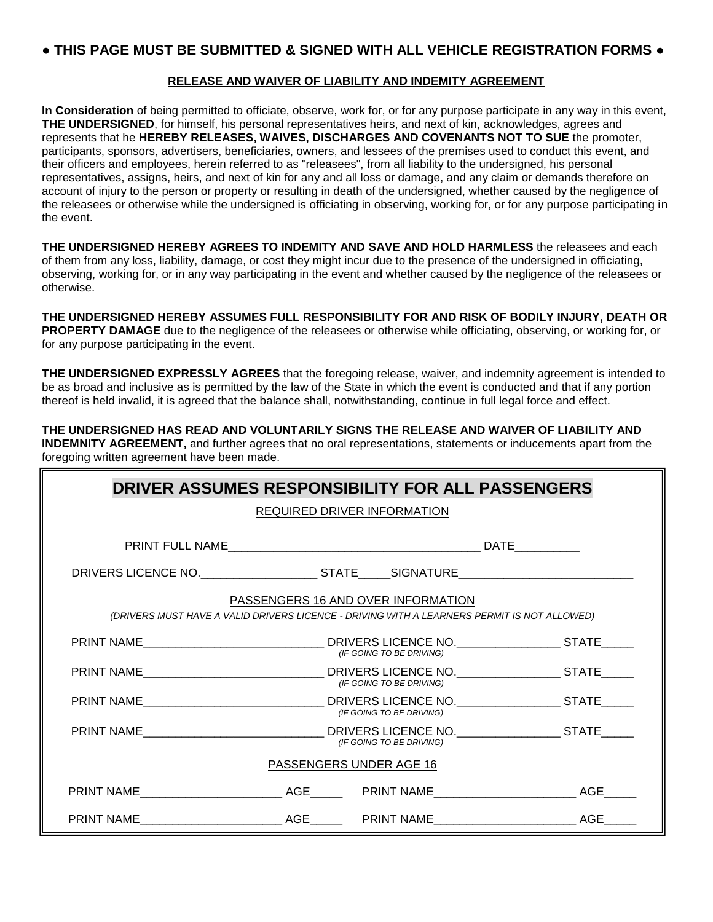**● THIS PAGE MUST BE SUBMITTED & SIGNED WITH ALL VEHICLE REGISTRATION FORMS ●**

## RELEASE AND WAIVER OF LIABILITY AND INDEMITY AGREEMENT

**In Consideration** of being permitted to officiate, observe, work for, or for any purpose participate in any way in this event, **THE UNDERSIGNED**, for himself, his personal representatives heirs, and next of kin, acknowledges, agrees and represents that he **HEREBY RELEASES, WAIVES, DISCHARGES AND COVENANTS NOT TO SUE** the promoter, participants, sponsors, advertisers, beneficiaries, owners, and lessees of the premises used to conduct this event, and their officers and employees, herein referred to as "releasees", from all liability to the undersigned, his personal representatives, assigns, heirs, and next of kin for any and all loss or damage, and any claim or demands therefore on account of injury to the person or property or resulting in death of the undersigned, whether caused by the negligence of the releasees or otherwise while the undersigned is officiating in observing, working for, or for any purpose participating in the event.

**THE UNDERSIGNED HEREBY AGREES TO INDEMITY AND SAVE AND HOLD HARMLESS** the releasees and each of them from any loss, liability, damage, or cost they might incur due to the presence of the undersigned in officiating, observing, working for, or in any way participating in the event and whether caused by the negligence of the releasees or otherwise.

**THE UNDERSIGNED HEREBY ASSUMES FULL RESPONSIBILITY FOR AND RISK OF BODILY INJURY, DEATH OR PROPERTY DAMAGE** due to the negligence of the releasees or otherwise while officiating, observing, or working for, or for any purpose participating in the event.

**THE UNDERSIGNED EXPRESSLY AGREES** that the foregoing release, waiver, and indemnity agreement is intended to be as broad and inclusive as is permitted by the law of the State in which the event is conducted and that if any portion thereof is held invalid, it is agreed that the balance shall, notwithstanding, continue in full legal force and effect.

**THE UNDERSIGNED HAS READ AND VOLUNTARILY SIGNS THE RELEASE AND WAIVER OF LIABILITY AND INDEMNITY AGREEMENT,** and further agrees that no oral representations, statements or inducements apart from the foregoing written agreement have been made.

## DRIVER ASSUMES RESPONSIBILITY FOR ALL PASSENGERS

REQUIRED DRIVER INFORMATION

PRINT FULL NAME______________________________________ DATE__________

DRIVERS LICENCE NO.__________________ STATE_____SIGNATURE__________________________

PASSENGERS 16 AND OVER INFORMATION

*(DRIVERS MUST HAVE A VALID DRIVERS LICENCE - DRIVING WITH A LEARNERS PERMIT IS NOT ALLOWED)*

PRINT NAME___________________________ DRIVERS LICENCE NO.________________ STATE_____
*(IF GOING TO BE DRIVING)*

PRINT NAME___________________________ DRIVERS LICENCE NO.________________ STATE_____
*(IF GOING TO BE DRIVING)*

PRINT NAME___________________________ DRIVERS LICENCE NO.________________ STATE_____
*(IF GOING TO BE DRIVING)*

PRINT NAME___________________________ DRIVERS LICENCE NO.________________ STATE_____
*(IF GOING TO BE DRIVING)*

PASSENGERS UNDER AGE 16

PRINT NAME_____________________ AGE_____ PRINT NAME_____________________ AGE_____

PRINT NAME_____________________ AGE_____ PRINT NAME_____________________ AGE_____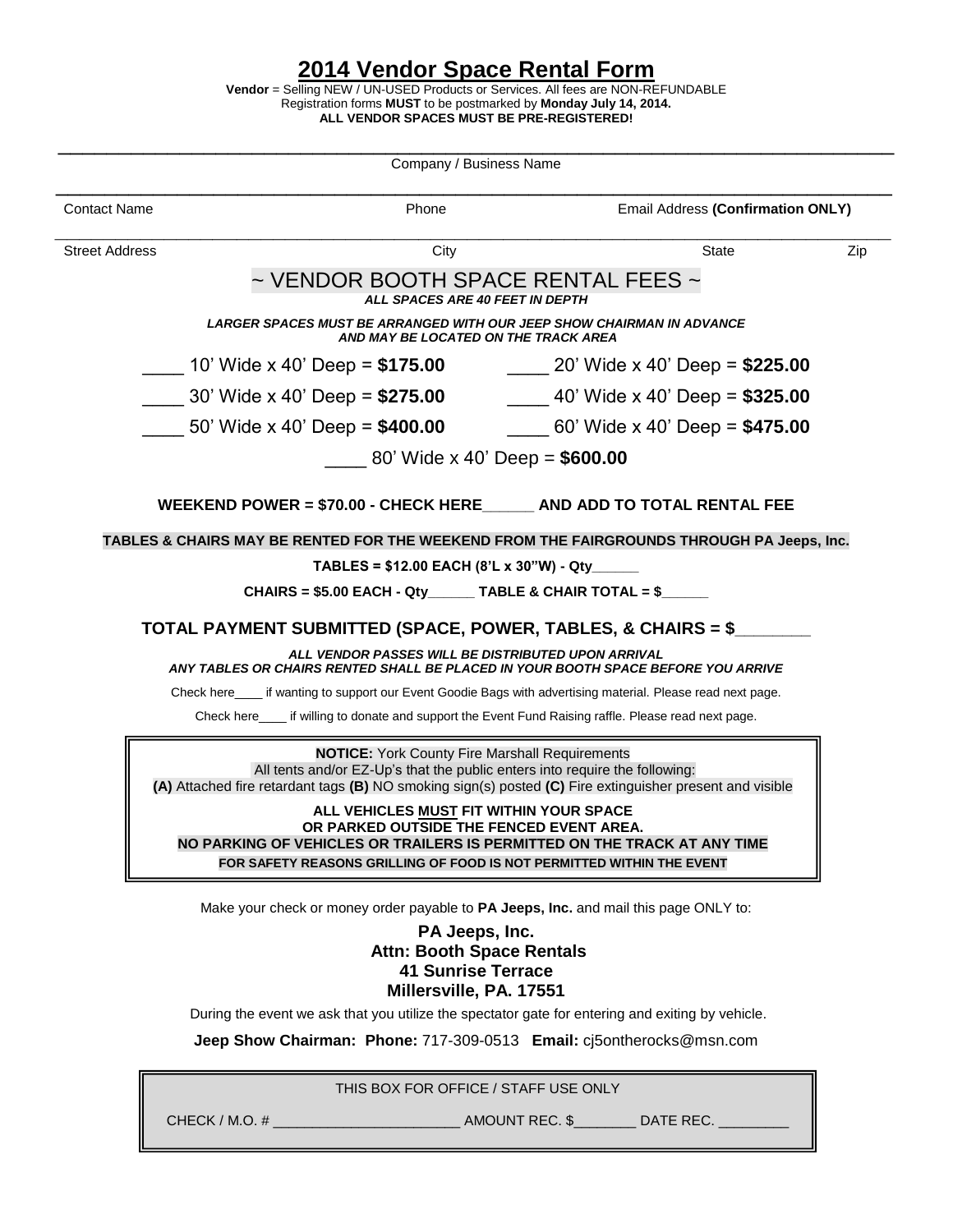# 2014 Vendor Space Rental Form

**Vendor** = Selling NEW / UN-USED Products or Services. All fees are NON-REFUNDABLE
Registration forms **MUST** to be postmarked by **Monday July 14, 2014.**
**ALL VENDOR SPACES MUST BE PRE-REGISTERED!**

______________________________________________________________________________
Company / Business Name

______________________________________________________________________________
Contact Name | Phone | Email Address **(Confirmation ONLY)**

______________________________________________________________________________
Street Address | City | State | Zip

## ~ VENDOR BOOTH SPACE RENTAL FEES ~

***ALL SPACES ARE 40 FEET IN DEPTH***

***LARGER SPACES MUST BE ARRANGED WITH OUR JEEP SHOW CHAIRMAN IN ADVANCE AND MAY BE LOCATED ON THE TRACK AREA***

____ 10' Wide x 40' Deep = **$175.00** ____ 20' Wide x 40' Deep = **$225.00**

____ 30' Wide x 40' Deep = **$275.00** ____ 40' Wide x 40' Deep = **$325.00**

____ 50' Wide x 40' Deep = **$400.00** ____ 60' Wide x 40' Deep = **$475.00**

____ 80' Wide x 40' Deep = **$600.00**

**WEEKEND POWER = $70.00 - CHECK HERE______ AND ADD TO TOTAL RENTAL FEE**

**TABLES & CHAIRS MAY BE RENTED FOR THE WEEKEND FROM THE FAIRGROUNDS THROUGH PA Jeeps, Inc.**

**TABLES = $12.00 EACH (8'L x 30"W) - Qty______**

**CHAIRS = $5.00 EACH - Qty______ TABLE & CHAIR TOTAL = $______**

**TOTAL PAYMENT SUBMITTED (SPACE, POWER, TABLES, & CHAIRS = $________**

***ALL VENDOR PASSES WILL BE DISTRIBUTED UPON ARRIVAL***
***ANY TABLES OR CHAIRS RENTED SHALL BE PLACED IN YOUR BOOTH SPACE BEFORE YOU ARRIVE***

Check here____ if wanting to support our Event Goodie Bags with advertising material. Please read next page.

Check here____ if willing to donate and support the Event Fund Raising raffle. Please read next page.

**NOTICE:** York County Fire Marshall Requirements
All tents and/or EZ-Up's that the public enters into require the following:
**(A)** Attached fire retardant tags **(B)** NO smoking sign(s) posted **(C)** Fire extinguisher present and visible

**ALL VEHICLES MUST FIT WITHIN YOUR SPACE**
**OR PARKED OUTSIDE THE FENCED EVENT AREA.**
**NO PARKING OF VEHICLES OR TRAILERS IS PERMITTED ON THE TRACK AT ANY TIME**
**FOR SAFETY REASONS GRILLING OF FOOD IS NOT PERMITTED WITHIN THE EVENT**

Make your check or money order payable to **PA Jeeps, Inc.** and mail this page ONLY to:

**PA Jeeps, Inc.**
**Attn: Booth Space Rentals**
**41 Sunrise Terrace**
**Millersville, PA. 17551**

During the event we ask that you utilize the spectator gate for entering and exiting by vehicle.

**Jeep Show Chairman: Phone:** 717-309-0513 **Email:** cj5ontherocks@msn.com

THIS BOX FOR OFFICE / STAFF USE ONLY

CHECK / M.O. # _______________________ AMOUNT REC. $________ DATE REC. _________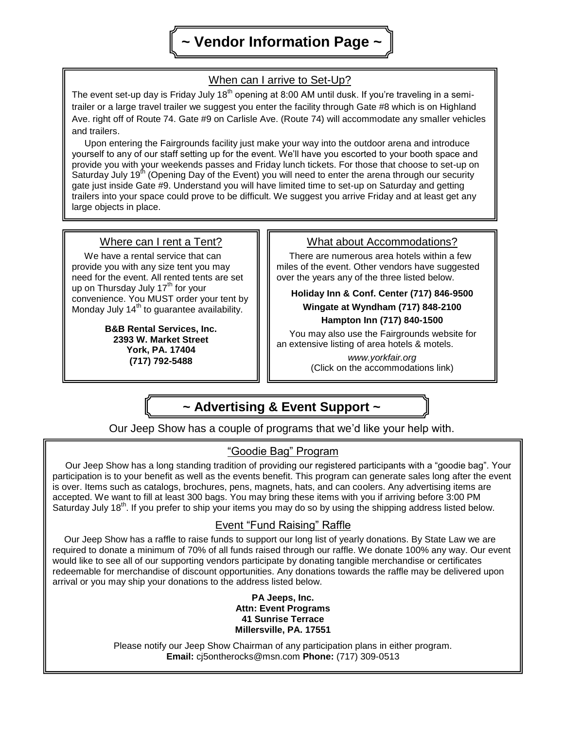# ~ Vendor Information Page ~

## When can I arrive to Set-Up?

The event set-up day is Friday July 18th opening at 8:00 AM until dusk. If you're traveling in a semi-trailer or a large travel trailer we suggest you enter the facility through Gate #8 which is on Highland Ave. right off of Route 74. Gate #9 on Carlisle Ave. (Route 74) will accommodate any smaller vehicles and trailers.

Upon entering the Fairgrounds facility just make your way into the outdoor arena and introduce yourself to any of our staff setting up for the event. We'll have you escorted to your booth space and provide you with your weekends passes and Friday lunch tickets. For those that choose to set-up on Saturday July 19th (Opening Day of the Event) you will need to enter the arena through our security gate just inside Gate #9. Understand you will have limited time to set-up on Saturday and getting trailers into your space could prove to be difficult. We suggest you arrive Friday and at least get any large objects in place.

## Where can I rent a Tent?

We have a rental service that can provide you with any size tent you may need for the event. All rented tents are set up on Thursday July 17th for your convenience. You MUST order your tent by Monday July 14th to guarantee availability.

**B&B Rental Services, Inc.**
**2393 W. Market Street**
**York, PA. 17404**
**(717) 792-5488**

## What about Accommodations?

There are numerous area hotels within a few miles of the event. Other vendors have suggested over the years any of the three listed below.

**Holiday Inn & Conf. Center (717) 846-9500**

**Wingate at Wyndham (717) 848-2100**

**Hampton Inn (717) 840-1500**

You may also use the Fairgrounds website for an extensive listing of area hotels & motels.

*www.yorkfair.org*
(Click on the accommodations link)

# ~ Advertising & Event Support ~

Our Jeep Show has a couple of programs that we'd like your help with.

## "Goodie Bag" Program

Our Jeep Show has a long standing tradition of providing our registered participants with a "goodie bag". Your participation is to your benefit as well as the events benefit. This program can generate sales long after the event is over. Items such as catalogs, brochures, pens, magnets, hats, and can coolers. Any advertising items are accepted. We want to fill at least 300 bags. You may bring these items with you if arriving before 3:00 PM Saturday July 18th. If you prefer to ship your items you may do so by using the shipping address listed below.

## Event "Fund Raising" Raffle

Our Jeep Show has a raffle to raise funds to support our long list of yearly donations. By State Law we are required to donate a minimum of 70% of all funds raised through our raffle. We donate 100% any way. Our event would like to see all of our supporting vendors participate by donating tangible merchandise or certificates redeemable for merchandise of discount opportunities. Any donations towards the raffle may be delivered upon arrival or you may ship your donations to the address listed below.

**PA Jeeps, Inc.**
**Attn: Event Programs**
**41 Sunrise Terrace**
**Millersville, PA. 17551**

Please notify our Jeep Show Chairman of any participation plans in either program.
**Email:** cj5ontherocks@msn.com **Phone:** (717) 309-0513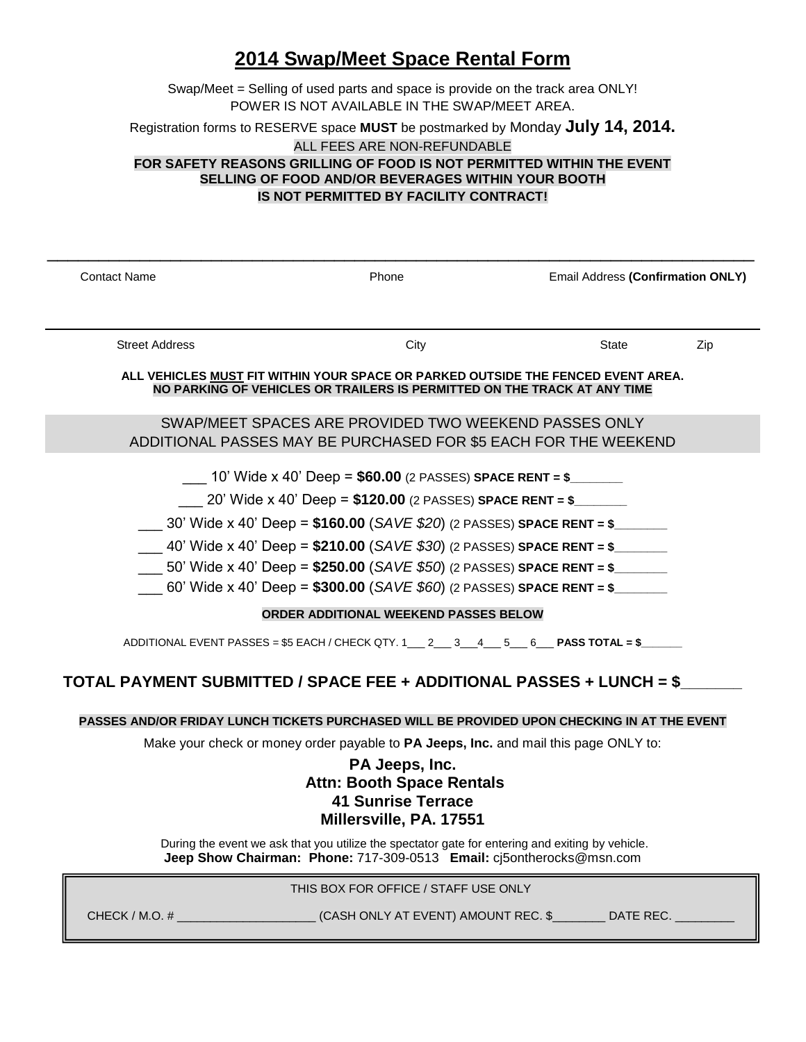# 2014 Swap/Meet Space Rental Form

Swap/Meet = Selling of used parts and space is provide on the track area ONLY!
POWER IS NOT AVAILABLE IN THE SWAP/MEET AREA.

Registration forms to RESERVE space **MUST** be postmarked by Monday **July 14, 2014.**

ALL FEES ARE NON-REFUNDABLE

**FOR SAFETY REASONS GRILLING OF FOOD IS NOT PERMITTED WITHIN THE EVENT**
**SELLING OF FOOD AND/OR BEVERAGES WITHIN YOUR BOOTH**
**IS NOT PERMITTED BY FACILITY CONTRACT!**

______________________________________________________________________________

Contact Name Phone Email Address **(Confirmation ONLY)**

______________________________________________________________________________

Street Address City State Zip

**ALL VEHICLES MUST FIT WITHIN YOUR SPACE OR PARKED OUTSIDE THE FENCED EVENT AREA.**
**NO PARKING OF VEHICLES OR TRAILERS IS PERMITTED ON THE TRACK AT ANY TIME**

SWAP/MEET SPACES ARE PROVIDED TWO WEEKEND PASSES ONLY
ADDITIONAL PASSES MAY BE PURCHASED FOR $5 EACH FOR THE WEEKEND

___ 10’ Wide x 40’ Deep = **$60.00** (2 PASSES) **SPACE RENT = $________**

___ 20’ Wide x 40’ Deep = **$120.00** (2 PASSES) **SPACE RENT = $________**

___ 30’ Wide x 40’ Deep = **$160.00** (*SAVE $20*) (2 PASSES) **SPACE RENT = $________**

___ 40’ Wide x 40’ Deep = **$210.00** (*SAVE $30*) (2 PASSES) **SPACE RENT = $________**

___ 50’ Wide x 40’ Deep = **$250.00** (*SAVE $50*) (2 PASSES) **SPACE RENT = $________**

___ 60’ Wide x 40’ Deep = **$300.00** (*SAVE $60*) (2 PASSES) **SPACE RENT = $________**

**ORDER ADDITIONAL WEEKEND PASSES BELOW**

ADDITIONAL EVENT PASSES = $5 EACH / CHECK QTY. 1___ 2___ 3___4___ 5___ 6___ **PASS TOTAL = $_______**

**TOTAL PAYMENT SUBMITTED / SPACE FEE + ADDITIONAL PASSES + LUNCH = $_______**

**PASSES AND/OR FRIDAY LUNCH TICKETS PURCHASED WILL BE PROVIDED UPON CHECKING IN AT THE EVENT**

Make your check or money order payable to **PA Jeeps, Inc.** and mail this page ONLY to:

**PA Jeeps, Inc.**
**Attn: Booth Space Rentals**
**41 Sunrise Terrace**
**Millersville, PA. 17551**

During the event we ask that you utilize the spectator gate for entering and exiting by vehicle.
**Jeep Show Chairman: Phone:** 717-309-0513 **Email:** cj5ontherocks@msn.com

THIS BOX FOR OFFICE / STAFF USE ONLY

CHECK / M.O. # ____________________ (CASH ONLY AT EVENT) AMOUNT REC. $________ DATE REC. _________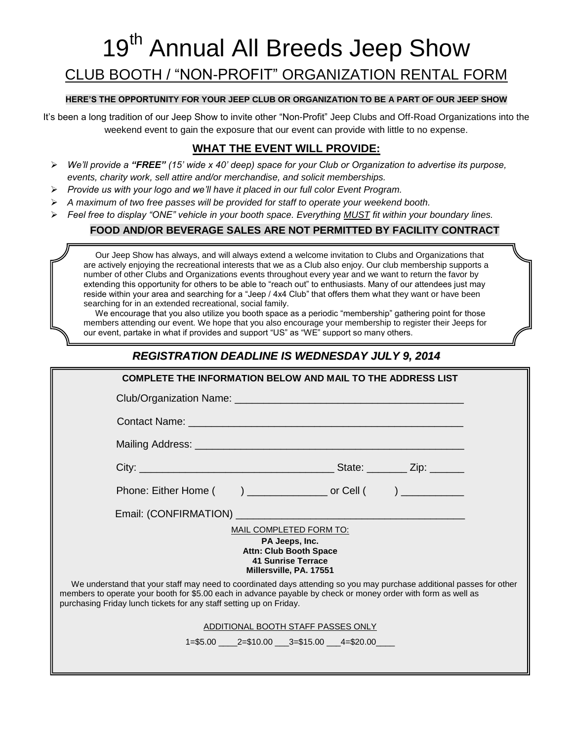# 19th Annual All Breeds Jeep Show

## CLUB BOOTH / "NON-PROFIT" ORGANIZATION RENTAL FORM

**HERE'S THE OPPORTUNITY FOR YOUR JEEP CLUB OR ORGANIZATION TO BE A PART OF OUR JEEP SHOW**

It's been a long tradition of our Jeep Show to invite other "Non-Profit" Jeep Clubs and Off-Road Organizations into the weekend event to gain the exposure that our event can provide with little to no expense.

### WHAT THE EVENT WILL PROVIDE:

- *We'll provide a **"FREE"** (15' wide x 40' deep) space for your Club or Organization to advertise its purpose, events, charity work, sell attire and/or merchandise, and solicit memberships.*
- *Provide us with your logo and we'll have it placed in our full color Event Program.*
- *A maximum of two free passes will be provided for staff to operate your weekend booth.*
- *Feel free to display "ONE" vehicle in your booth space. Everything MUST fit within your boundary lines.*

**FOOD AND/OR BEVERAGE SALES ARE NOT PERMITTED BY FACILITY CONTRACT**

Our Jeep Show has always, and will always extend a welcome invitation to Clubs and Organizations that are actively enjoying the recreational interests that we as a Club also enjoy. Our club membership supports a number of other Clubs and Organizations events throughout every year and we want to return the favor by extending this opportunity for others to be able to "reach out" to enthusiasts. Many of our attendees just may reside within your area and searching for a "Jeep / 4x4 Club" that offers them what they want or have been searching for in an extended recreational, social family.

We encourage that you also utilize you booth space as a periodic "membership" gathering point for those members attending our event. We hope that you also encourage your membership to register their Jeeps for our event, partake in what if provides and support "US" as "WE" support so many others.

### *REGISTRATION DEADLINE IS WEDNESDAY JULY 9, 2014*

**COMPLETE THE INFORMATION BELOW AND MAIL TO THE ADDRESS LIST**

Club/Organization Name: ______________________________________

Contact Name: ______________________________________________

Mailing Address: _____________________________________________

City: _________________________________ State: _______ Zip: ______

Phone: Either Home (     ) _____________ or Cell (     ) __________

Email: (CONFIRMATION) _____________________________________

MAIL COMPLETED FORM TO:

**PA Jeeps, Inc.**
**Attn: Club Booth Space**
**41 Sunrise Terrace**
**Millersville, PA. 17551**

We understand that your staff may need to coordinated days attending so you may purchase additional passes for other members to operate your booth for $5.00 each in advance payable by check or money order with form as well as purchasing Friday lunch tickets for any staff setting up on Friday.

ADDITIONAL BOOTH STAFF PASSES ONLY

1=$5.00 ____2=$10.00 ___3=$15.00 ___4=$20.00____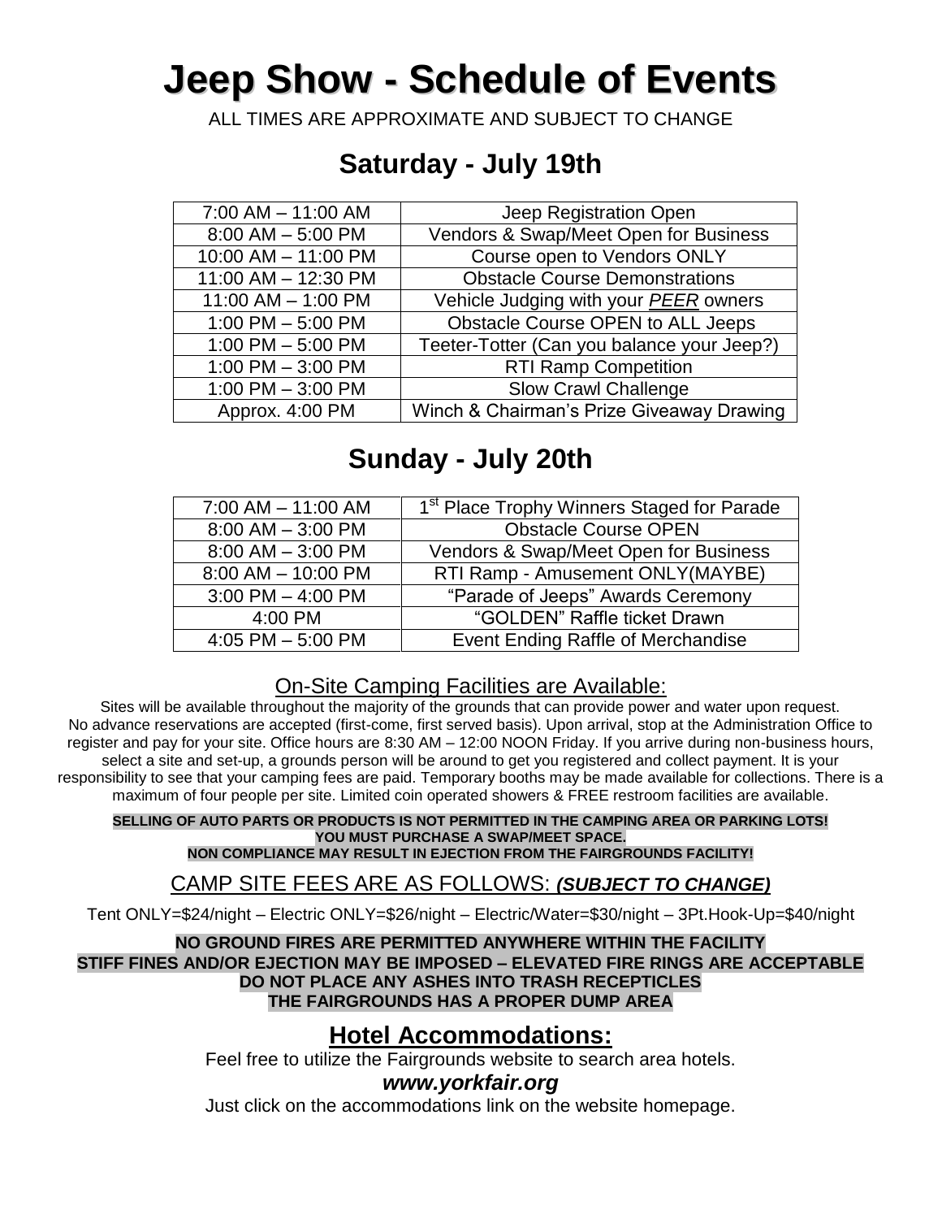# Jeep Show - Schedule of Events

ALL TIMES ARE APPROXIMATE AND SUBJECT TO CHANGE

## Saturday - July 19th

| | |
|---|---|
| 7:00 AM – 11:00 AM | Jeep Registration Open |
| 8:00 AM – 5:00 PM | Vendors & Swap/Meet Open for Business |
| 10:00 AM – 11:00 PM | Course open to Vendors ONLY |
| 11:00 AM – 12:30 PM | Obstacle Course Demonstrations |
| 11:00 AM – 1:00 PM | Vehicle Judging with your ***PEER*** owners |
| 1:00 PM – 5:00 PM | Obstacle Course OPEN to ALL Jeeps |
| 1:00 PM – 5:00 PM | Teeter-Totter (Can you balance your Jeep?) |
| 1:00 PM – 3:00 PM | RTI Ramp Competition |
| 1:00 PM – 3:00 PM | Slow Crawl Challenge |
| Approx. 4:00 PM | Winch & Chairman's Prize Giveaway Drawing |

## Sunday - July 20th

| | |
|---|---|
| 7:00 AM – 11:00 AM | 1st Place Trophy Winners Staged for Parade |
| 8:00 AM – 3:00 PM | Obstacle Course OPEN |
| 8:00 AM – 3:00 PM | Vendors & Swap/Meet Open for Business |
| 8:00 AM – 10:00 PM | RTI Ramp - Amusement ONLY(MAYBE) |
| 3:00 PM – 4:00 PM | "Parade of Jeeps" Awards Ceremony |
| 4:00 PM | "GOLDEN" Raffle ticket Drawn |
| 4:05 PM – 5:00 PM | Event Ending Raffle of Merchandise |

### On-Site Camping Facilities are Available:

Sites will be available throughout the majority of the grounds that can provide power and water upon request. No advance reservations are accepted (first-come, first served basis). Upon arrival, stop at the Administration Office to register and pay for your site. Office hours are 8:30 AM – 12:00 NOON Friday. If you arrive during non-business hours, select a site and set-up, a grounds person will be around to get you registered and collect payment. It is your responsibility to see that your camping fees are paid. Temporary booths may be made available for collections. There is a maximum of four people per site. Limited coin operated showers & FREE restroom facilities are available.

**SELLING OF AUTO PARTS OR PRODUCTS IS NOT PERMITTED IN THE CAMPING AREA OR PARKING LOTS!**
**YOU MUST PURCHASE A SWAP/MEET SPACE.**
**NON COMPLIANCE MAY RESULT IN EJECTION FROM THE FAIRGROUNDS FACILITY!**

### CAMP SITE FEES ARE AS FOLLOWS: ***(SUBJECT TO CHANGE)***

Tent ONLY=$24/night – Electric ONLY=$26/night – Electric/Water=$30/night – 3Pt.Hook-Up=$40/night

**NO GROUND FIRES ARE PERMITTED ANYWHERE WITHIN THE FACILITY**
**STIFF FINES AND/OR EJECTION MAY BE IMPOSED – ELEVATED FIRE RINGS ARE ACCEPTABLE**
**DO NOT PLACE ANY ASHES INTO TRASH RECEPTICLES**
**THE FAIRGROUNDS HAS A PROPER DUMP AREA**

## Hotel Accommodations:

Feel free to utilize the Fairgrounds website to search area hotels.

***www.yorkfair.org***

Just click on the accommodations link on the website homepage.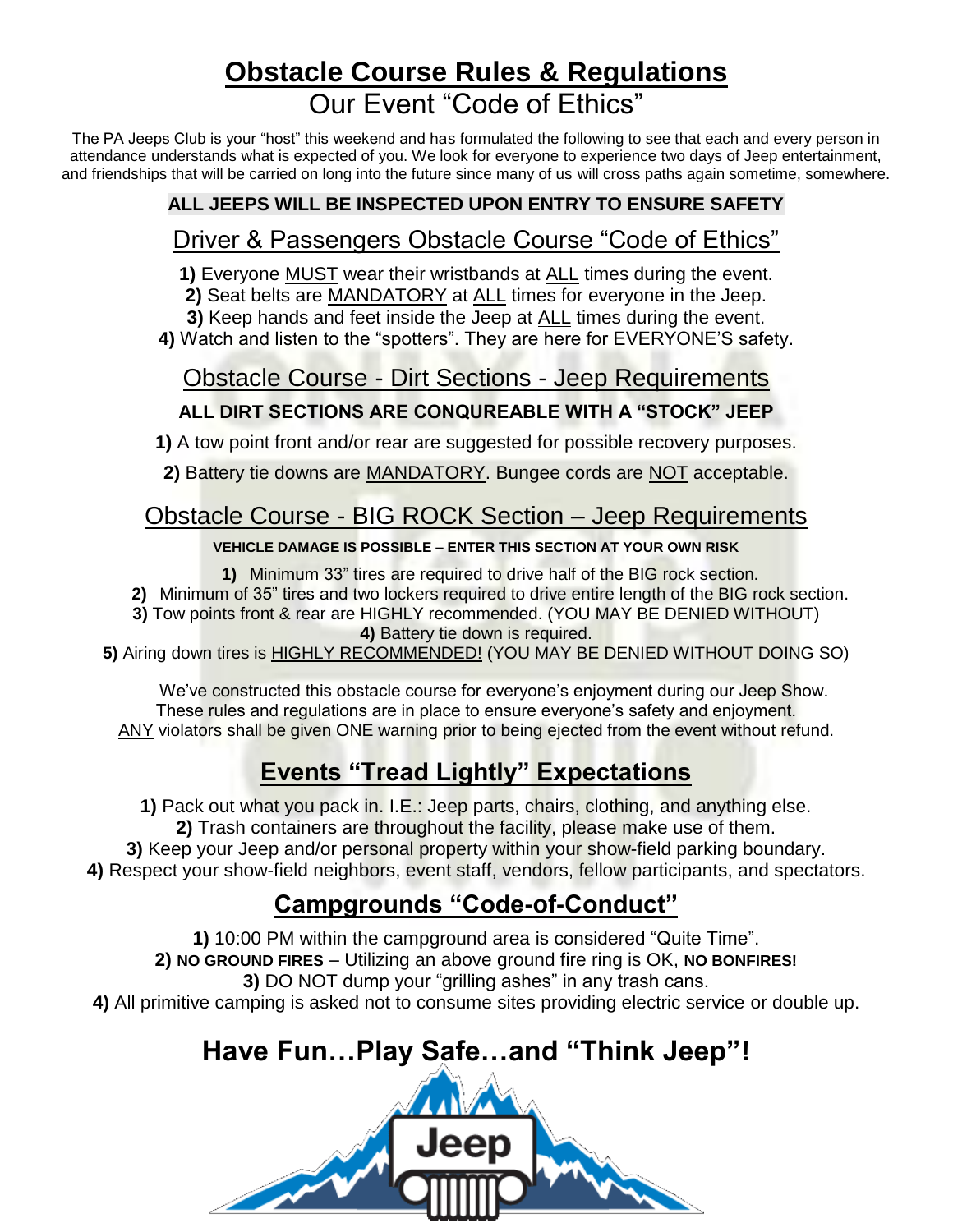# Obstacle Course Rules & Regulations

## Our Event "Code of Ethics"

The PA Jeeps Club is your "host" this weekend and has formulated the following to see that each and every person in attendance understands what is expected of you. We look for everyone to experience two days of Jeep entertainment, and friendships that will be carried on long into the future since many of us will cross paths again sometime, somewhere.

**ALL JEEPS WILL BE INSPECTED UPON ENTRY TO ENSURE SAFETY**

## Driver & Passengers Obstacle Course "Code of Ethics"

**1)** Everyone MUST wear their wristbands at ALL times during the event.
**2)** Seat belts are MANDATORY at ALL times for everyone in the Jeep.
**3)** Keep hands and feet inside the Jeep at ALL times during the event.
**4)** Watch and listen to the "spotters". They are here for EVERYONE'S safety.

## Obstacle Course - Dirt Sections - Jeep Requirements

**ALL DIRT SECTIONS ARE CONQUREABLE WITH A "STOCK" JEEP**

**1)** A tow point front and/or rear are suggested for possible recovery purposes.

**2)** Battery tie downs are MANDATORY. Bungee cords are NOT acceptable.

## Obstacle Course - BIG ROCK Section – Jeep Requirements

**VEHICLE DAMAGE IS POSSIBLE – ENTER THIS SECTION AT YOUR OWN RISK**

**1)** Minimum 33" tires are required to drive half of the BIG rock section.
**2)** Minimum of 35" tires and two lockers required to drive entire length of the BIG rock section.
**3)** Tow points front & rear are HIGHLY recommended. (YOU MAY BE DENIED WITHOUT)
**4)** Battery tie down is required.
**5)** Airing down tires is HIGHLY RECOMMENDED! (YOU MAY BE DENIED WITHOUT DOING SO)

We've constructed this obstacle course for everyone's enjoyment during our Jeep Show. These rules and regulations are in place to ensure everyone's safety and enjoyment. ANY violators shall be given ONE warning prior to being ejected from the event without refund.

# Events "Tread Lightly" Expectations

**1)** Pack out what you pack in. I.E.: Jeep parts, chairs, clothing, and anything else.
**2)** Trash containers are throughout the facility, please make use of them.
**3)** Keep your Jeep and/or personal property within your show-field parking boundary.
**4)** Respect your show-field neighbors, event staff, vendors, fellow participants, and spectators.

# Campgrounds "Code-of-Conduct"

**1)** 10:00 PM within the campground area is considered "Quite Time".
**2)** **NO GROUND FIRES** – Utilizing an above ground fire ring is OK, **NO BONFIRES!**
**3)** DO NOT dump your "grilling ashes" in any trash cans.
**4)** All primitive camping is asked not to consume sites providing electric service or double up.

# Have Fun…Play Safe…and "Think Jeep"!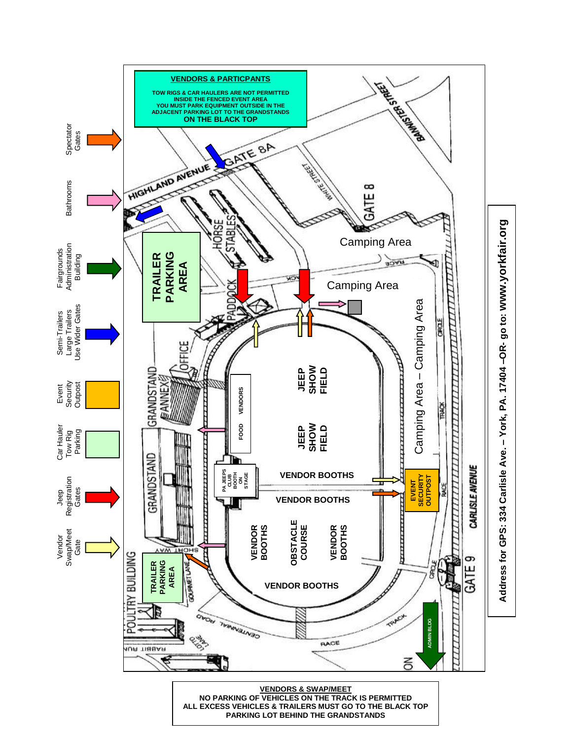**VENDORS & PARTICPANTS**

TOW RIGS & CAR HAULERS ARE NOT PERMITTED INSIDE THE FENCED EVENT AREA
YOU MUST PARK EQUIPMENT OUTSIDE IN THE ADJACENT PARKING LOT TO THE GRANDSTANDS
ON THE BLACK TOP

Spectator Gates

Bathrooms

Fairgrounds Administration Building

Semi-Trailers Large Trailers Use Wider Gates

Event Security Outpost

Car Hauler Tow Rig Parking

Jeep Registration Gates

Vendor Swap/Meet Gate

HIGHLAND AVENUE

GATE 8A

BANNISTER STREET

WHITE STREET

GATE 8

HORSE STABLES

TRAILER PARKING AREA

PADDOCK

Camping Area

Camping Area

Camping Area – Camping Area

OFFICE

GRANDSTAND ANNEX

GRANDSTAND

FOOD VENDORS

JEEP SHOW FIELD

JEEP SHOW FIELD

PA JEEPS CLUB BOOTH ON STAGE

VENDOR BOOTHS

VENDOR BOOTHS

EVENT SECURITY OUTPOST

VENDOR BOOTHS

OBSTACLE COURSE

VENDOR BOOTHS

VENDOR BOOTHS

TRAILER PARKING AREA

SHORT WAY

GOURMET LANE

POULTRY BUILDING

RABBIT RUN

LOTTO LANE

CENTENNIAL ROAD

RACE TRACK

CIRCLE

GATE 9

CARLISLE AVENUE

ADMIN BLDG

Address for GPS: 334 Carlisle Ave. – York, PA. 17404 –OR- go to: www.yorkfair.org

**VENDORS & SWAP/MEET**

NO PARKING OF VEHICLES ON THE TRACK IS PERMITTED
ALL EXCESS VEHICLES & TRAILERS MUST GO TO THE BLACK TOP PARKING LOT BEHIND THE GRANDSTANDS